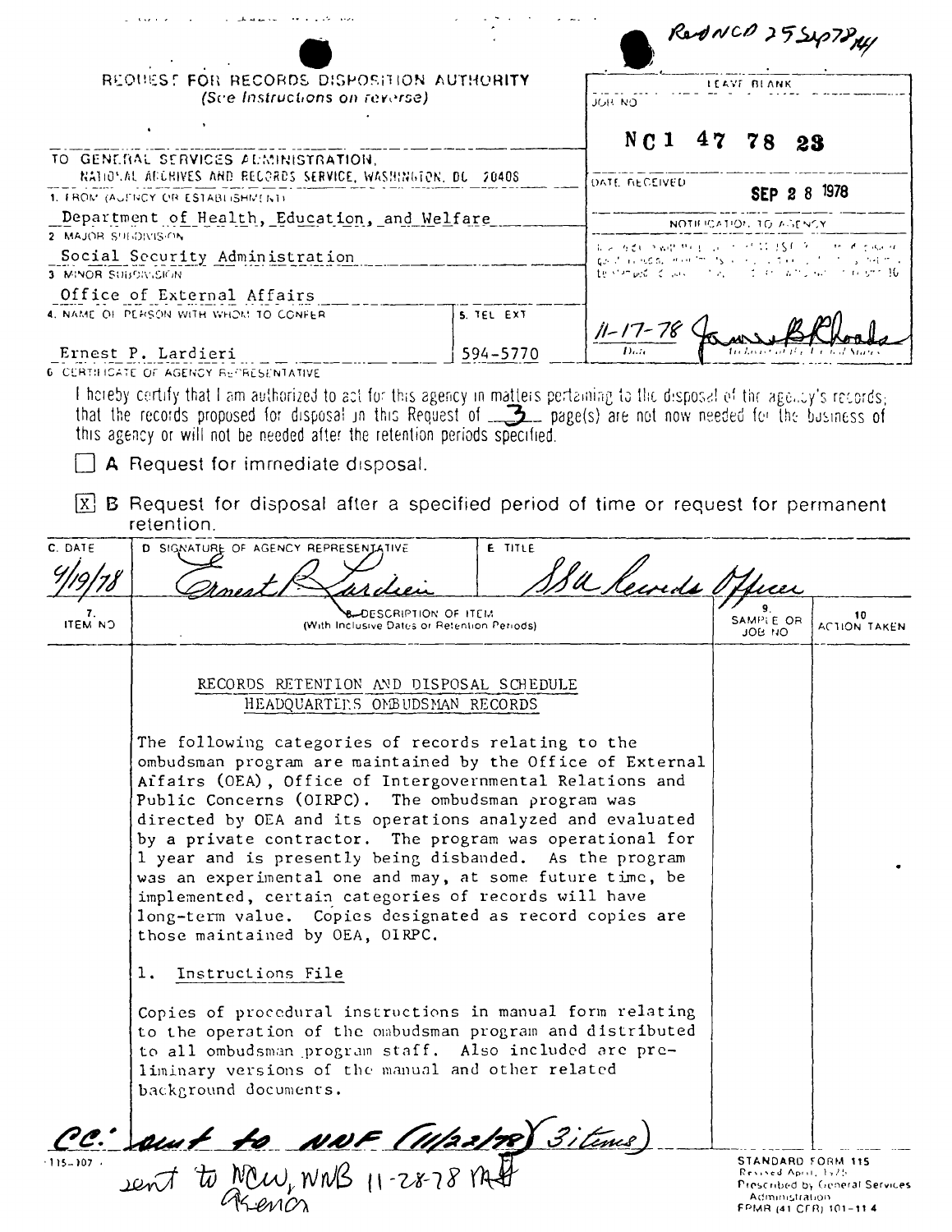Recd NCD 25 Sep 78 [initials]

# REQUEST FOR RECORDS DISPOSITION AUTHORITY
*(See Instructions on reverse)*

| LEAVE BLANK |
|---|
| JOB NO |
| NC1 47 78 23 |
| DATE RECEIVED: SEP 28 1978 |
| NOTIFICATION TO AGENCY |
| 11-17-78 [signature] |

TO GENERAL SERVICES ADMINISTRATION, NATIONAL ARCHIVES AND RECORDS SERVICE, WASHINGTON, DC 20408

1. FROM (AGENCY OR ESTABLISHMENT): Department of Health, Education, and Welfare
2. MAJOR SUBDIVISION: Social Security Administration
3. MINOR SUBDIVISION: Office of External Affairs
4. NAME OF PERSON WITH WHOM TO CONFER: Ernest P. Lardieri
5. TEL EXT: 594-5770

6. CERTIFICATE OF AGENCY REPRESENTATIVE

I hereby certify that I am authorized to act for this agency in matters pertaining to the disposal of the agency's records; that the records proposed for disposal in this Request of 3 page(s) are not now needed for the business of this agency or will not be needed after the retention periods specified.

☐ A Request for immediate disposal.

☒ B Request for disposal after a specified period of time or request for permanent retention.

| C. DATE | D. SIGNATURE OF AGENCY REPRESENTATIVE | E. TITLE |
|---|---|---|
| 9/19/78 | Ernest P. Lardieri | SSA Records Officer |

| 7. ITEM NO | 8. DESCRIPTION OF ITEM (With Inclusive Dates or Retention Periods) | 9. SAMPLE OR JOB NO | 10. ACTION TAKEN |
|---|---|---|---|

RECORDS RETENTION AND DISPOSAL SCHEDULE
HEADQUARTERS OMBUDSMAN RECORDS

The following categories of records relating to the ombudsman program are maintained by the Office of External Affairs (OEA), Office of Intergovernmental Relations and Public Concerns (OIRPC). The ombudsman program was directed by OEA and its operations analyzed and evaluated by a private contractor. The program was operational for 1 year and is presently being disbanded. As the program was an experimental one and may, at some future time, be implemented, certain categories of records will have long-term value. Copies designated as record copies are those maintained by OEA, OIRPC.

1. Instructions File

Copies of procedural instructions in manual form relating to the operation of the ombudsman program and distributed to all ombudsman program staff. Also included are preliminary versions of the manual and other related background documents.

CC: sent to NNF (11/22/78) (3 items)

sent to NCW, NNB 11-28-78 [initials] Agency

115-107

STANDARD FORM 115
Revised April, 1975
Prescribed by General Services Administration
FPMR (41 CFR) 101-11.4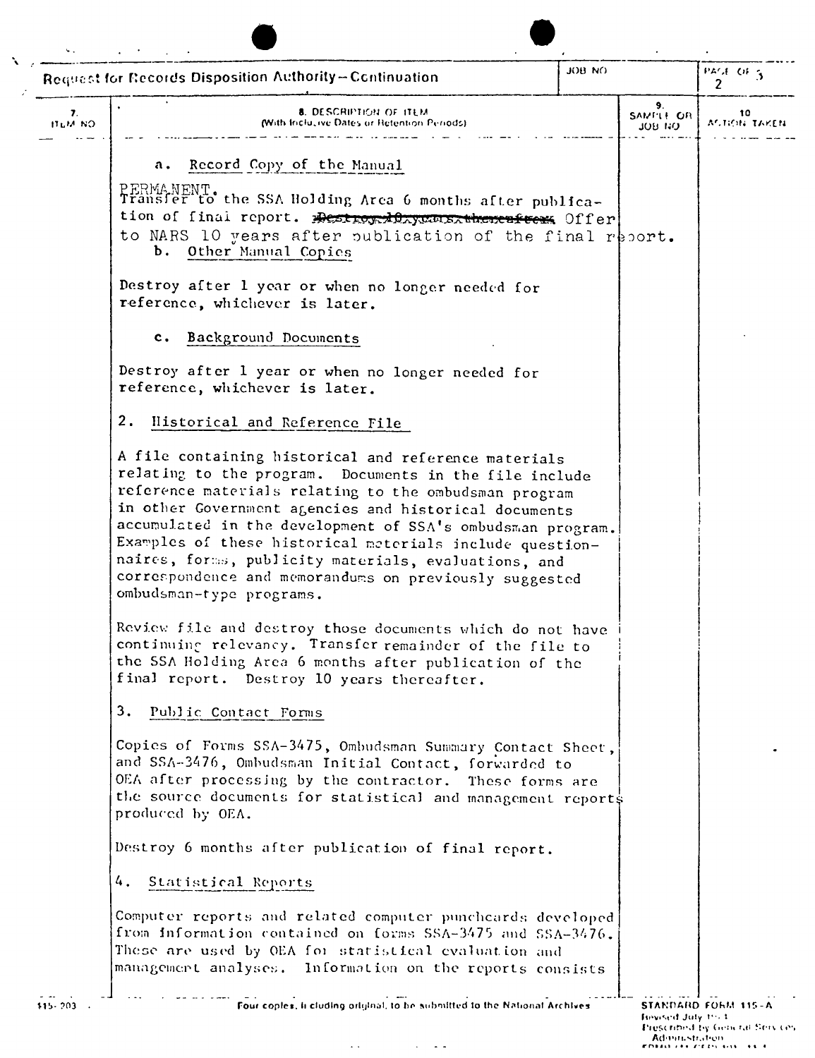## Request for Records Disposition Authority—Continuation

| 7. ITEM NO | 8. DESCRIPTION OF ITEM (With Inclusive Dates or Retention Periods) | 9. SAMPLE OR JOB NO | 10 ACTION TAKEN |
|---|---|---|---|

a. Record Copy of the Manual

PERMANENT. Transfer to the SSA Holding Area 6 months after publication of final report. ~~Destroy 10 years thereafter.~~ Offer to NARS 10 years after publication of the final report.

b. Other Manual Copies

Destroy after 1 year or when no longer needed for reference, whichever is later.

c. Background Documents

Destroy after 1 year or when no longer needed for reference, whichever is later.

2. Historical and Reference File

A file containing historical and reference materials relating to the program. Documents in the file include reference materials relating to the ombudsman program in other Government agencies and historical documents accumulated in the development of SSA's ombudsman program. Examples of these historical materials include questionnaires, forms, publicity materials, evaluations, and correspondence and memorandums on previously suggested ombudsman-type programs.

Review file and destroy those documents which do not have continuing relevancy. Transfer remainder of the file to the SSA Holding Area 6 months after publication of the final report. Destroy 10 years thereafter.

3. Public Contact Forms

Copies of Forms SSA-3475, Ombudsman Summary Contact Sheet, and SSA-3476, Ombudsman Initial Contact, forwarded to OEA after processing by the contractor. These forms are the source documents for statistical and management reports produced by OEA.

Destroy 6 months after publication of final report.

4. Statistical Reports

Computer reports and related computer punchcards developed from information contained on forms SSA-3475 and SSA-3476. These are used by OEA for statistical evaluation and management analyses. Information on the reports consists

Four copies, including original, to be submitted to the National Archives

STANDARD FORM 115-A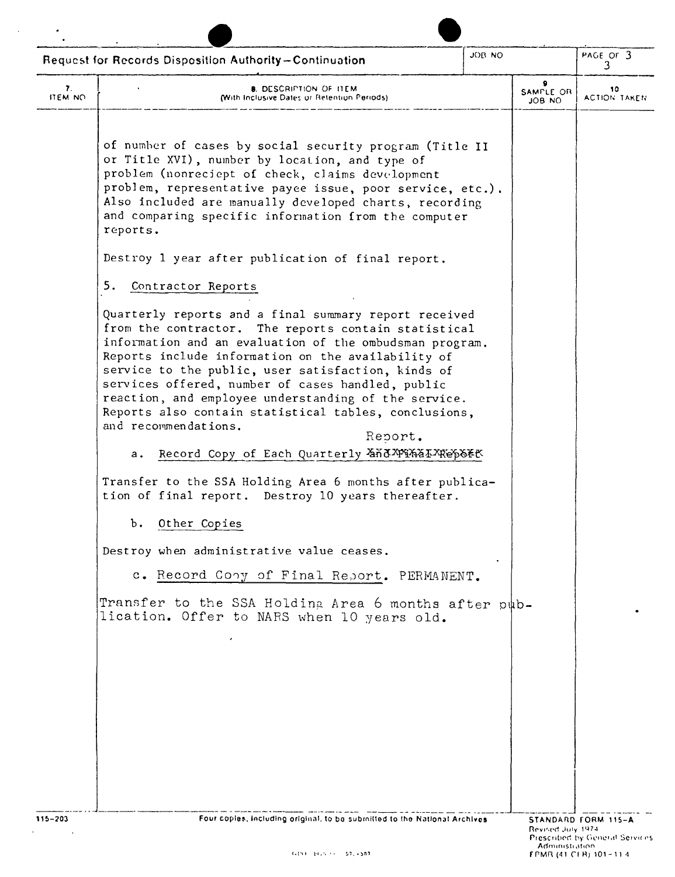**Request for Records Disposition Authority—Continuation**

| 7. ITEM NO | 8. DESCRIPTION OF ITEM (With Inclusive Dates or Retention Periods) | 9 SAMPLE OR JOB NO | 10 ACTION TAKEN |
| --- | --- | --- | --- |

of number of cases by social security program (Title II or Title XVI), number by location, and type of problem (nonreciept of check, claims development problem, representative payee issue, poor service, etc.). Also included are manually developed charts, recording and comparing specific information from the computer reports.

Destroy 1 year after publication of final report.

5. Contractor Reports

Quarterly reports and a final summary report received from the contractor. The reports contain statistical information and an evaluation of the ombudsman program. Reports include information on the availability of service to the public, user satisfaction, kinds of services offered, number of cases handled, public reaction, and employee understanding of the service. Reports also contain statistical tables, conclusions, and recommendations.

a. Record Copy of Each Quarterly ~~and Final Report~~ Report.

Transfer to the SSA Holding Area 6 months after publication of final report. Destroy 10 years thereafter.

b. Other Copies

Destroy when administrative value ceases.

c. Record Copy of Final Report. PERMANENT.

Transfer to the SSA Holding Area 6 months after publication. Offer to NARS when 10 years old.

115-203 Four copies, including original, to be submitted to the National Archives

STANDARD FORM 115-A
Revised July 1974
Prescribed by General Services Administration
FPMR (41 CFR) 101-11.4